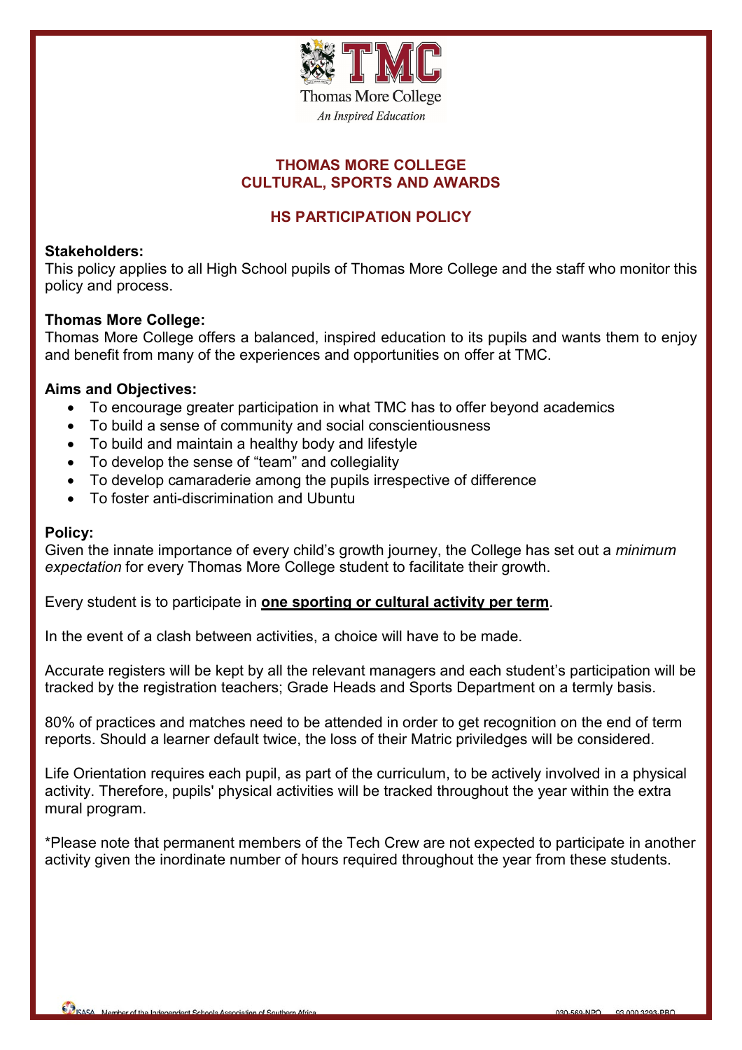Thomas More College

*An Inspired Education*

# THOMAS MORE COLLEGE
# CULTURAL, SPORTS AND AWARDS

## HS PARTICIPATION POLICY

**Stakeholders:**
This policy applies to all High School pupils of Thomas More College and the staff who monitor this policy and process.

**Thomas More College:**
Thomas More College offers a balanced, inspired education to its pupils and wants them to enjoy and benefit from many of the experiences and opportunities on offer at TMC.

**Aims and Objectives:**

- To encourage greater participation in what TMC has to offer beyond academics
- To build a sense of community and social conscientiousness
- To build and maintain a healthy body and lifestyle
- To develop the sense of "team" and collegiality
- To develop camaraderie among the pupils irrespective of difference
- To foster anti-discrimination and Ubuntu

**Policy:**
Given the innate importance of every child's growth journey, the College has set out a *minimum expectation* for every Thomas More College student to facilitate their growth.

Every student is to participate in **<u>one sporting or cultural activity per term</u>**.

In the event of a clash between activities, a choice will have to be made.

Accurate registers will be kept by all the relevant managers and each student's participation will be tracked by the registration teachers; Grade Heads and Sports Department on a termly basis.

80% of practices and matches need to be attended in order to get recognition on the end of term reports. Should a learner default twice, the loss of their Matric priviledges will be considered.

Life Orientation requires each pupil, as part of the curriculum, to be actively involved in a physical activity. Therefore, pupils' physical activities will be tracked throughout the year within the extra mural program.

*Please note that permanent members of the Tech Crew are not expected to participate in another activity given the inordinate number of hours required throughout the year from these students.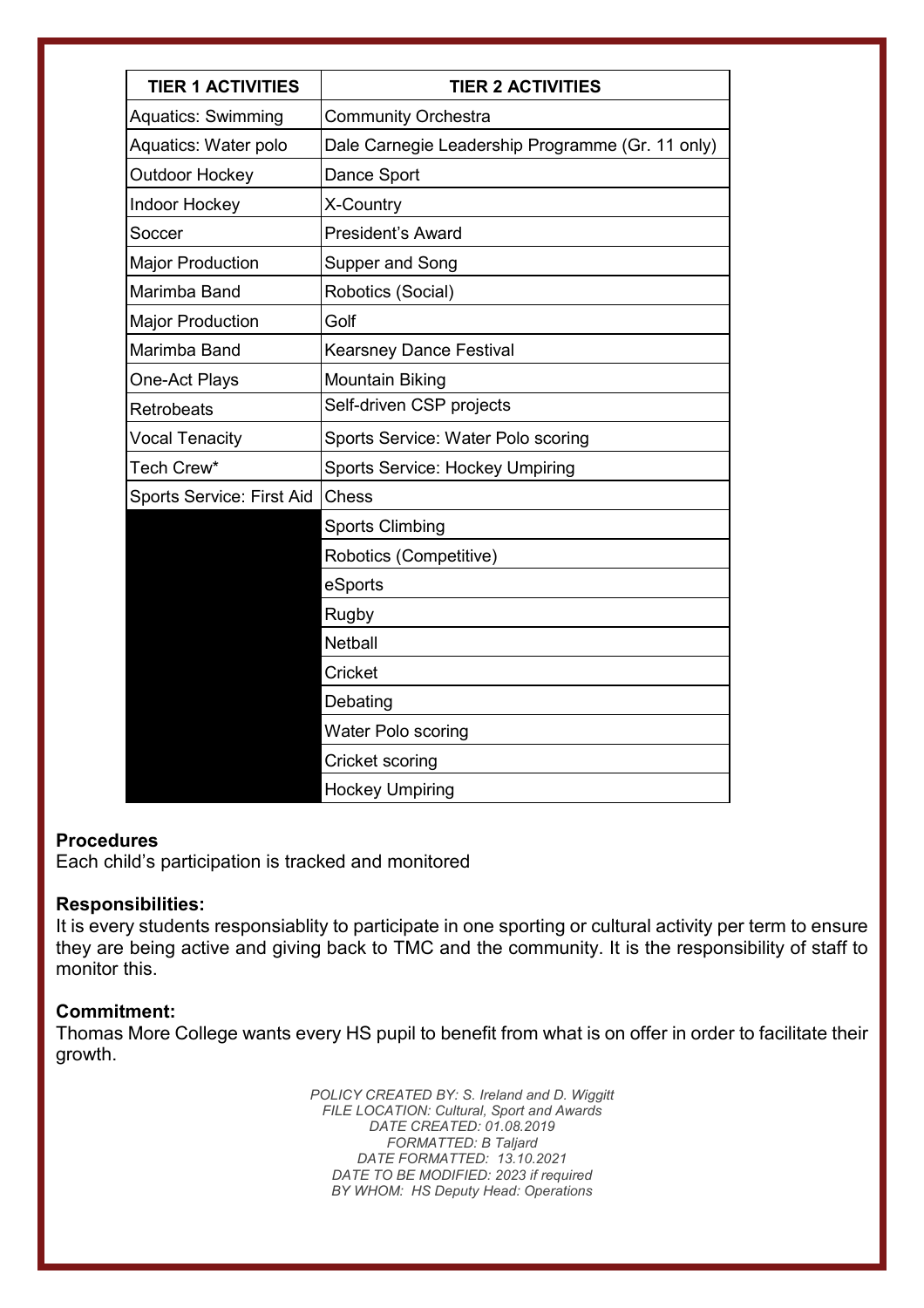| TIER 1 ACTIVITIES | TIER 2 ACTIVITIES |
|---|---|
| Aquatics: Swimming | Community Orchestra |
| Aquatics: Water polo | Dale Carnegie Leadership Programme (Gr. 11 only) |
| Outdoor Hockey | Dance Sport |
| Indoor Hockey | X-Country |
| Soccer | President's Award |
| Major Production | Supper and Song |
| Marimba Band | Robotics (Social) |
| Major Production | Golf |
| Marimba Band | Kearsney Dance Festival |
| One-Act Plays | Mountain Biking |
| Retrobeats | Self-driven CSP projects |
| Vocal Tenacity | Sports Service: Water Polo scoring |
| Tech Crew* | Sports Service: Hockey Umpiring |
| Sports Service: First Aid | Chess |
| | Sports Climbing |
| | Robotics (Competitive) |
| | eSports |
| | Rugby |
| | Netball |
| | Cricket |
| | Debating |
| | Water Polo scoring |
| | Cricket scoring |
| | Hockey Umpiring |

**Procedures**
Each child's participation is tracked and monitored

**Responsibilities:**
It is every students responsiablity to participate in one sporting or cultural activity per term to ensure they are being active and giving back to TMC and the community. It is the responsibility of staff to monitor this.

**Commitment:**
Thomas More College wants every HS pupil to benefit from what is on offer in order to facilitate their growth.

*POLICY CREATED BY: S. Ireland and D. Wiggitt*
*FILE LOCATION: Cultural, Sport and Awards*
*DATE CREATED: 01.08.2019*
*FORMATTED: B Taljard*
*DATE FORMATTED: 13.10.2021*
*DATE TO BE MODIFIED: 2023 if required*
*BY WHOM: HS Deputy Head: Operations*